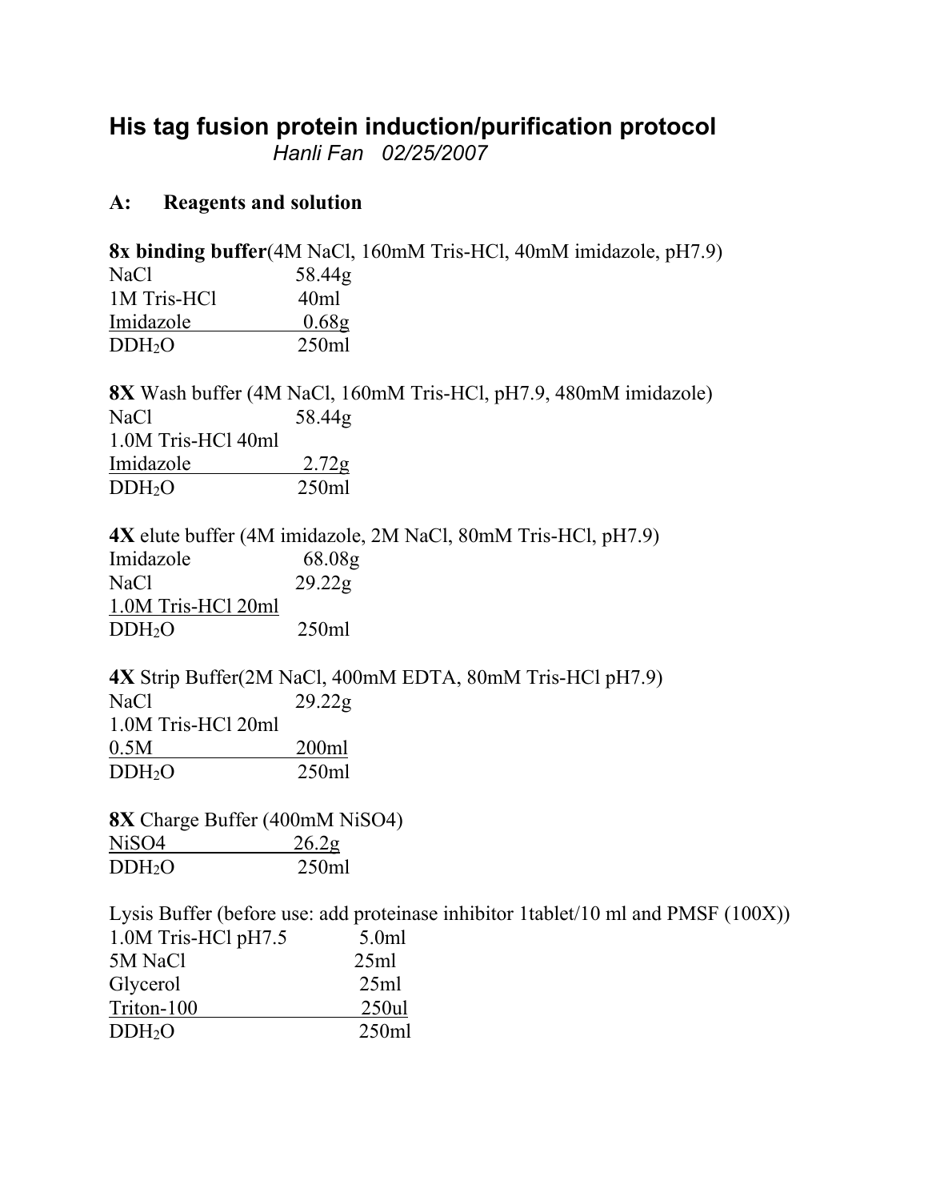# His tag fusion protein induction/purification protocol

*Hanli Fan 02/25/2007*

## A: Reagents and solution

**8x binding buffer**(4M NaCl, 160mM Tris-HCl, 40mM imidazole, pH7.9)

| | |
|---|---|
| NaCl | 58.44g |
| 1M Tris-HCl | 40ml |
| Imidazole | 0.68g |
| $DDH_2O$ | 250ml |

**8X** Wash buffer (4M NaCl, 160mM Tris-HCl, pH7.9, 480mM imidazole)

| | |
|---|---|
| NaCl | 58.44g |
| 1.0M Tris-HCl | 40ml |
| Imidazole | 2.72g |
| $DDH_2O$ | 250ml |

**4X** elute buffer (4M imidazole, 2M NaCl, 80mM Tris-HCl, pH7.9)

| | |
|---|---|
| Imidazole | 68.08g |
| NaCl | 29.22g |
| 1.0M Tris-HCl | 20ml |
| $DDH_2O$ | 250ml |

**4X** Strip Buffer(2M NaCl, 400mM EDTA, 80mM Tris-HCl pH7.9)

| | |
|---|---|
| NaCl | 29.22g |
| 1.0M Tris-HCl | 20ml |
| 0.5M | 200ml |
| $DDH_2O$ | 250ml |

**8X** Charge Buffer (400mM NiSO4)

| | |
|---|---|
| NiSO4 | 26.2g |
| $DDH_2O$ | 250ml |

Lysis Buffer (before use: add proteinase inhibitor 1tablet/10 ml and PMSF (100X))

| | |
|---|---|
| 1.0M Tris-HCl pH7.5 | 5.0ml |
| 5M NaCl | 25ml |
| Glycerol | 25ml |
| Triton-100 | 250ul |
| $DDH_2O$ | 250ml |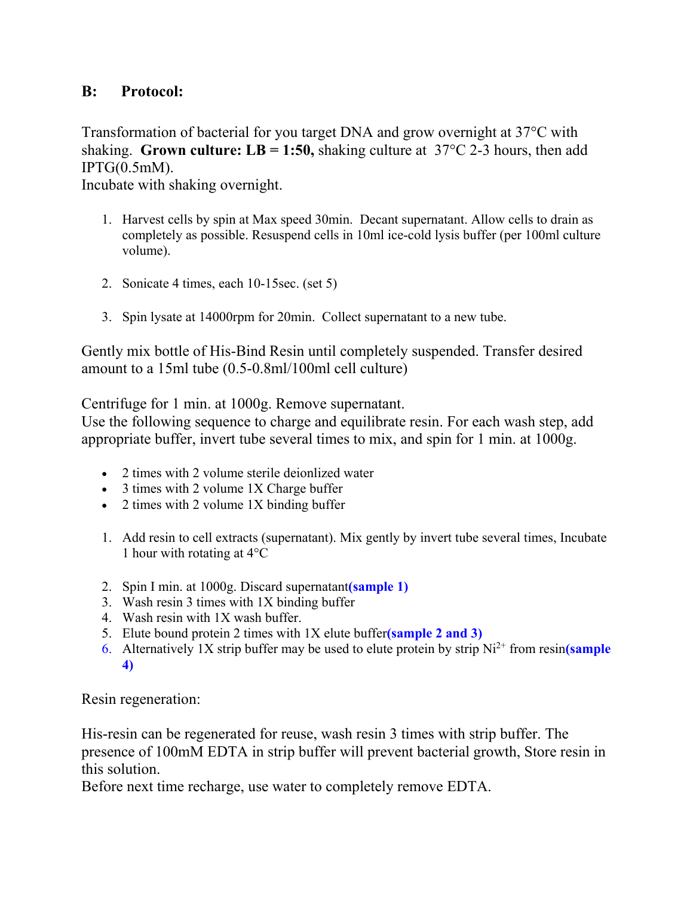## B: Protocol:

Transformation of bacterial for you target DNA and grow overnight at 37°C with shaking. **Grown culture: LB = 1:50,** shaking culture at 37°C 2-3 hours, then add IPTG(0.5mM).
Incubate with shaking overnight.

1. Harvest cells by spin at Max speed 30min. Decant supernatant. Allow cells to drain as completely as possible. Resuspend cells in 10ml ice-cold lysis buffer (per 100ml culture volume).

2. Sonicate 4 times, each 10-15sec. (set 5)

3. Spin lysate at 14000rpm for 20min. Collect supernatant to a new tube.

Gently mix bottle of His-Bind Resin until completely suspended. Transfer desired amount to a 15ml tube (0.5-0.8ml/100ml cell culture)

Centrifuge for 1 min. at 1000g. Remove supernatant.
Use the following sequence to charge and equilibrate resin. For each wash step, add appropriate buffer, invert tube several times to mix, and spin for 1 min. at 1000g.

- 2 times with 2 volume sterile deionlized water
- 3 times with 2 volume 1X Charge buffer
- 2 times with 2 volume 1X binding buffer

1. Add resin to cell extracts (supernatant). Mix gently by invert tube several times, Incubate 1 hour with rotating at 4°C

2. Spin I min. at 1000g. Discard supernatant**(sample 1)**
3. Wash resin 3 times with 1X binding buffer
4. Wash resin with 1X wash buffer.
5. Elute bound protein 2 times with 1X elute buffer**(sample 2 and 3)**
6. Alternatively 1X strip buffer may be used to elute protein by strip $Ni^{2+}$ from resin**(sample 4)**

Resin regeneration:

His-resin can be regenerated for reuse, wash resin 3 times with strip buffer. The presence of 100mM EDTA in strip buffer will prevent bacterial growth, Store resin in this solution.
Before next time recharge, use water to completely remove EDTA.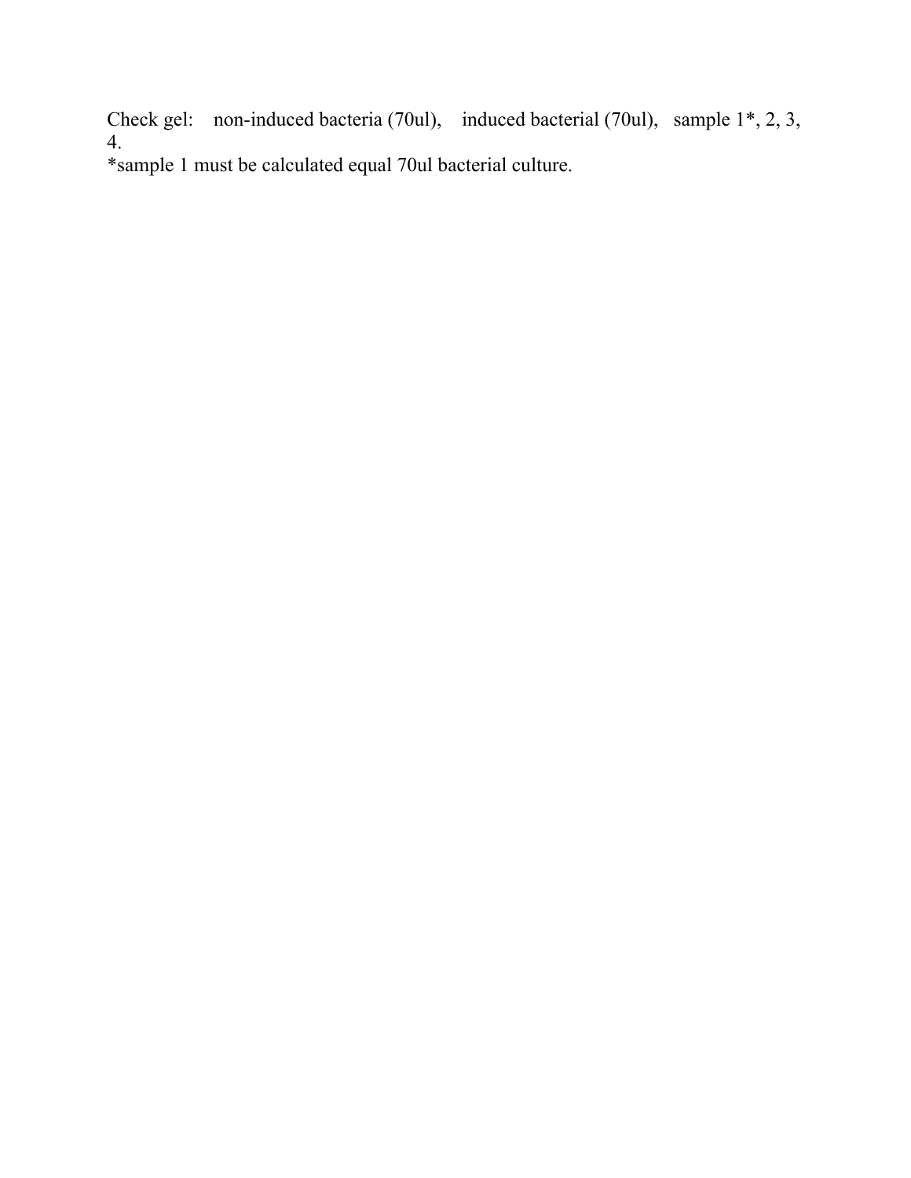Check gel: non-induced bacteria (70ul), induced bacterial (70ul), sample 1*, 2, 3, 4.

*sample 1 must be calculated equal 70ul bacterial culture.